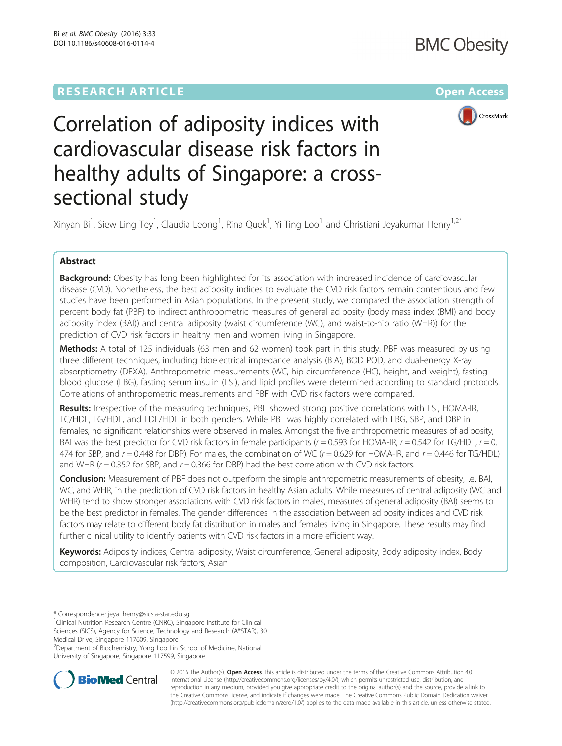RESEARCH ARTICLE

Open Access

# Correlation of adiposity indices with cardiovascular disease risk factors in healthy adults of Singapore: a cross-sectional study

Xinyan Bi[1], Siew Ling Tey[1], Claudia Leong[1], Rina Quek[1], Yi Ting Loo[1] and Christiani Jeyakumar Henry[1,2*]

## Abstract

**Background:** Obesity has long been highlighted for its association with increased incidence of cardiovascular disease (CVD). Nonetheless, the best adiposity indices to evaluate the CVD risk factors remain contentious and few studies have been performed in Asian populations. In the present study, we compared the association strength of percent body fat (PBF) to indirect anthropometric measures of general adiposity (body mass index (BMI) and body adiposity index (BAI)) and central adiposity (waist circumference (WC), and waist-to-hip ratio (WHR)) for the prediction of CVD risk factors in healthy men and women living in Singapore.

**Methods:** A total of 125 individuals (63 men and 62 women) took part in this study. PBF was measured by using three different techniques, including bioelectrical impedance analysis (BIA), BOD POD, and dual-energy X-ray absorptiometry (DEXA). Anthropometric measurements (WC, hip circumference (HC), height, and weight), fasting blood glucose (FBG), fasting serum insulin (FSI), and lipid profiles were determined according to standard protocols. Correlations of anthropometric measurements and PBF with CVD risk factors were compared.

**Results:** Irrespective of the measuring techniques, PBF showed strong positive correlations with FSI, HOMA-IR, TC/HDL, TG/HDL, and LDL/HDL in both genders. While PBF was highly correlated with FBG, SBP, and DBP in females, no significant relationships were observed in males. Amongst the five anthropometric measures of adiposity, BAI was the best predictor for CVD risk factors in female participants ($r = 0.593$ for HOMA-IR, $r = 0.542$ for TG/HDL, $r = 0.474$ for SBP, and $r = 0.448$ for DBP). For males, the combination of WC ($r = 0.629$ for HOMA-IR, and $r = 0.446$ for TG/HDL) and WHR ($r = 0.352$ for SBP, and $r = 0.366$ for DBP) had the best correlation with CVD risk factors.

**Conclusion:** Measurement of PBF does not outperform the simple anthropometric measurements of obesity, i.e. BAI, WC, and WHR, in the prediction of CVD risk factors in healthy Asian adults. While measures of central adiposity (WC and WHR) tend to show stronger associations with CVD risk factors in males, measures of general adiposity (BAI) seems to be the best predictor in females. The gender differences in the association between adiposity indices and CVD risk factors may relate to different body fat distribution in males and females living in Singapore. These results may find further clinical utility to identify patients with CVD risk factors in a more efficient way.

**Keywords:** Adiposity indices, Central adiposity, Waist circumference, General adiposity, Body adiposity index, Body composition, Cardiovascular risk factors, Asian

---

\* Correspondence: jeya_henry@sics.a-star.edu.sg

[1] Clinical Nutrition Research Centre (CNRC), Singapore Institute for Clinical Sciences (SICS), Agency for Science, Technology and Research (A*STAR), 30 Medical Drive, Singapore 117609, Singapore

[2] Department of Biochemistry, Yong Loo Lin School of Medicine, National University of Singapore, Singapore 117599, Singapore

© 2016 The Author(s). **Open Access** This article is distributed under the terms of the Creative Commons Attribution 4.0 International License (http://creativecommons.org/licenses/by/4.0/), which permits unrestricted use, distribution, and reproduction in any medium, provided you give appropriate credit to the original author(s) and the source, provide a link to the Creative Commons license, and indicate if changes were made. The Creative Commons Public Domain Dedication waiver (http://creativecommons.org/publicdomain/zero/1.0/) applies to the data made available in this article, unless otherwise stated.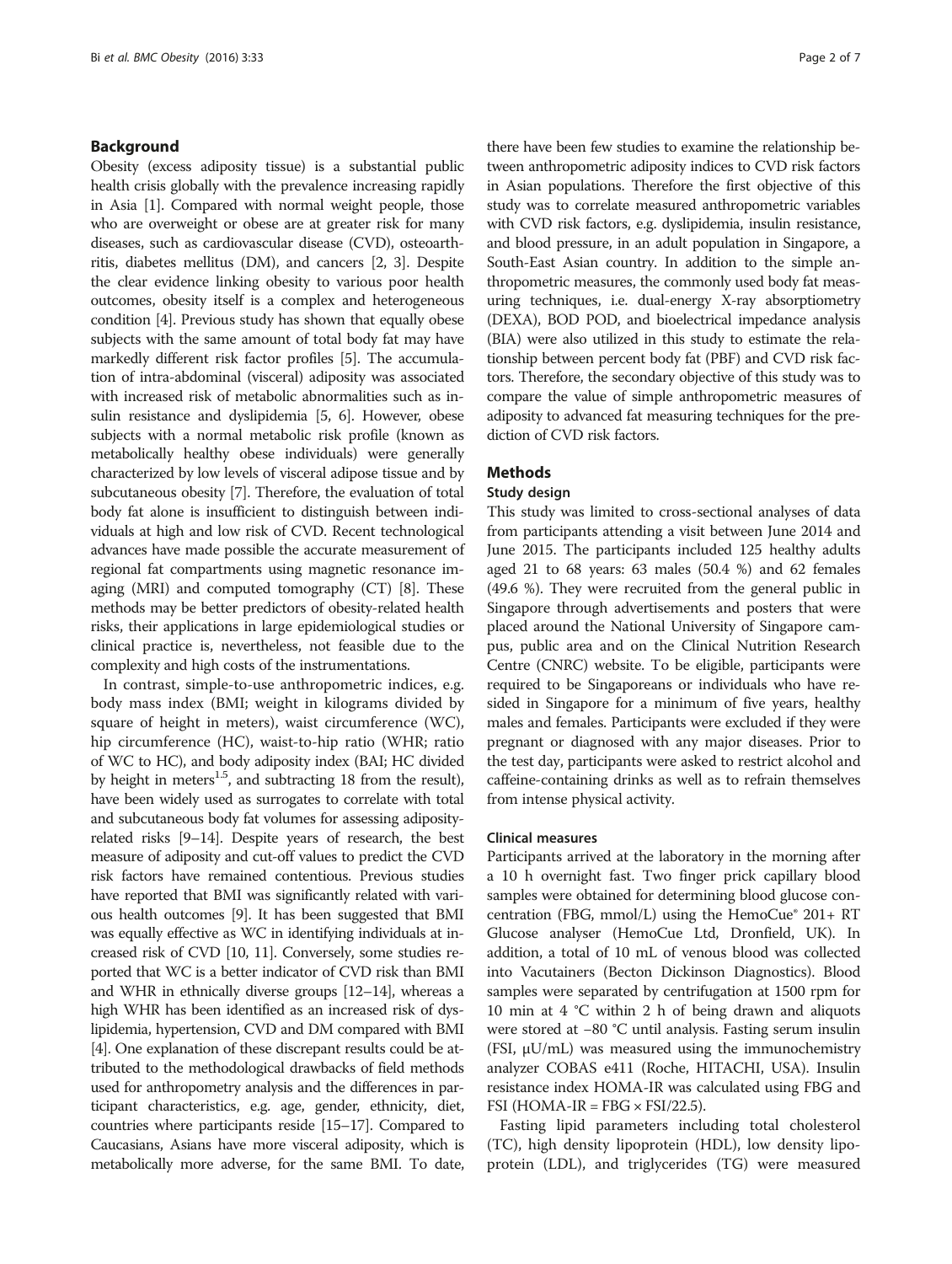## Background

Obesity (excess adiposity tissue) is a substantial public health crisis globally with the prevalence increasing rapidly in Asia [1]. Compared with normal weight people, those who are overweight or obese are at greater risk for many diseases, such as cardiovascular disease (CVD), osteoarthritis, diabetes mellitus (DM), and cancers [2, 3]. Despite the clear evidence linking obesity to various poor health outcomes, obesity itself is a complex and heterogeneous condition [4]. Previous study has shown that equally obese subjects with the same amount of total body fat may have markedly different risk factor profiles [5]. The accumulation of intra-abdominal (visceral) adiposity was associated with increased risk of metabolic abnormalities such as insulin resistance and dyslipidemia [5, 6]. However, obese subjects with a normal metabolic risk profile (known as metabolically healthy obese individuals) were generally characterized by low levels of visceral adipose tissue and by subcutaneous obesity [7]. Therefore, the evaluation of total body fat alone is insufficient to distinguish between individuals at high and low risk of CVD. Recent technological advances have made possible the accurate measurement of regional fat compartments using magnetic resonance imaging (MRI) and computed tomography (CT) [8]. These methods may be better predictors of obesity-related health risks, their applications in large epidemiological studies or clinical practice is, nevertheless, not feasible due to the complexity and high costs of the instrumentations.

In contrast, simple-to-use anthropometric indices, e.g. body mass index (BMI; weight in kilograms divided by square of height in meters), waist circumference (WC), hip circumference (HC), waist-to-hip ratio (WHR; ratio of WC to HC), and body adiposity index (BAI; HC divided by height in meters$^{1.5}$, and subtracting 18 from the result), have been widely used as surrogates to correlate with total and subcutaneous body fat volumes for assessing adiposity-related risks [9–14]. Despite years of research, the best measure of adiposity and cut-off values to predict the CVD risk factors have remained contentious. Previous studies have reported that BMI was significantly related with various health outcomes [9]. It has been suggested that BMI was equally effective as WC in identifying individuals at increased risk of CVD [10, 11]. Conversely, some studies reported that WC is a better indicator of CVD risk than BMI and WHR in ethnically diverse groups [12–14], whereas a high WHR has been identified as an increased risk of dyslipidemia, hypertension, CVD and DM compared with BMI [4]. One explanation of these discrepant results could be attributed to the methodological drawbacks of field methods used for anthropometry analysis and the differences in participant characteristics, e.g. age, gender, ethnicity, diet, countries where participants reside [15–17]. Compared to Caucasians, Asians have more visceral adiposity, which is metabolically more adverse, for the same BMI. To date, there have been few studies to examine the relationship between anthropometric adiposity indices to CVD risk factors in Asian populations. Therefore the first objective of this study was to correlate measured anthropometric variables with CVD risk factors, e.g. dyslipidemia, insulin resistance, and blood pressure, in an adult population in Singapore, a South-East Asian country. In addition to the simple anthropometric measures, the commonly used body fat measuring techniques, i.e. dual-energy X-ray absorptiometry (DEXA), BOD POD, and bioelectrical impedance analysis (BIA) were also utilized in this study to estimate the relationship between percent body fat (PBF) and CVD risk factors. Therefore, the secondary objective of this study was to compare the value of simple anthropometric measures of adiposity to advanced fat measuring techniques for the prediction of CVD risk factors.

## Methods

### Study design

This study was limited to cross-sectional analyses of data from participants attending a visit between June 2014 and June 2015. The participants included 125 healthy adults aged 21 to 68 years: 63 males (50.4 %) and 62 females (49.6 %). They were recruited from the general public in Singapore through advertisements and posters that were placed around the National University of Singapore campus, public area and on the Clinical Nutrition Research Centre (CNRC) website. To be eligible, participants were required to be Singaporeans or individuals who have resided in Singapore for a minimum of five years, healthy males and females. Participants were excluded if they were pregnant or diagnosed with any major diseases. Prior to the test day, participants were asked to restrict alcohol and caffeine-containing drinks as well as to refrain themselves from intense physical activity.

### Clinical measures

Participants arrived at the laboratory in the morning after a 10 h overnight fast. Two finger prick capillary blood samples were obtained for determining blood glucose concentration (FBG, mmol/L) using the HemoCue® 201+ RT Glucose analyser (HemoCue Ltd, Dronfield, UK). In addition, a total of 10 mL of venous blood was collected into Vacutainers (Becton Dickinson Diagnostics). Blood samples were separated by centrifugation at 1500 rpm for 10 min at 4 °C within 2 h of being drawn and aliquots were stored at −80 °C until analysis. Fasting serum insulin (FSI, μU/mL) was measured using the immunochemistry analyzer COBAS e411 (Roche, HITACHI, USA). Insulin resistance index HOMA-IR was calculated using FBG and FSI (HOMA-IR = FBG × FSI/22.5).

Fasting lipid parameters including total cholesterol (TC), high density lipoprotein (HDL), low density lipoprotein (LDL), and triglycerides (TG) were measured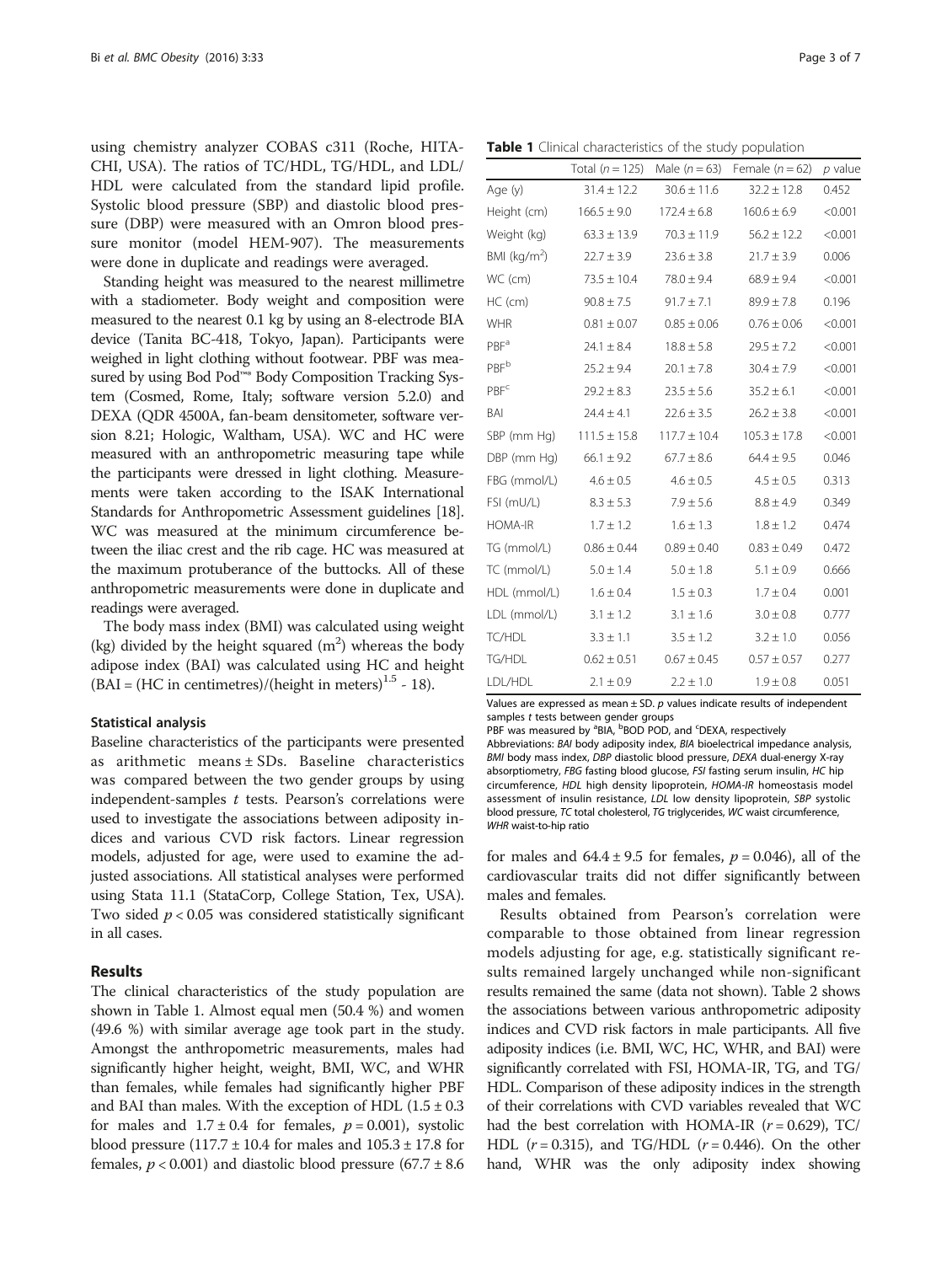using chemistry analyzer COBAS c311 (Roche, HITACHI, USA). The ratios of TC/HDL, TG/HDL, and LDL/HDL were calculated from the standard lipid profile. Systolic blood pressure (SBP) and diastolic blood pressure (DBP) were measured with an Omron blood pressure monitor (model HEM-907). The measurements were done in duplicate and readings were averaged.

Standing height was measured to the nearest millimetre with a stadiometer. Body weight and composition were measured to the nearest 0.1 kg by using an 8-electrode BIA device (Tanita BC-418, Tokyo, Japan). Participants were weighed in light clothing without footwear. PBF was measured by using Bod Pod™® Body Composition Tracking System (Cosmed, Rome, Italy; software version 5.2.0) and DEXA (QDR 4500A, fan-beam densitometer, software version 8.21; Hologic, Waltham, USA). WC and HC were measured with an anthropometric measuring tape while the participants were dressed in light clothing. Measurements were taken according to the ISAK International Standards for Anthropometric Assessment guidelines [18]. WC was measured at the minimum circumference between the iliac crest and the rib cage. HC was measured at the maximum protuberance of the buttocks. All of these anthropometric measurements were done in duplicate and readings were averaged.

The body mass index (BMI) was calculated using weight (kg) divided by the height squared ($m^2$) whereas the body adipose index (BAI) was calculated using HC and height (BAI = (HC in centimetres)/(height in meters)$^{1.5}$ - 18).

### Statistical analysis

Baseline characteristics of the participants were presented as arithmetic means ± SDs. Baseline characteristics was compared between the two gender groups by using independent-samples *t* tests. Pearson's correlations were used to investigate the associations between adiposity indices and various CVD risk factors. Linear regression models, adjusted for age, were used to examine the adjusted associations. All statistical analyses were performed using Stata 11.1 (StataCorp, College Station, Tex, USA). Two sided $p < 0.05$ was considered statistically significant in all cases.

## Results

The clinical characteristics of the study population are shown in Table 1. Almost equal men (50.4 %) and women (49.6 %) with similar average age took part in the study. Amongst the anthropometric measurements, males had significantly higher height, weight, BMI, WC, and WHR than females, while females had significantly higher PBF and BAI than males. With the exception of HDL (1.5 ± 0.3 for males and 1.7 ± 0.4 for females, $p = 0.001$), systolic blood pressure (117.7 ± 10.4 for males and 105.3 ± 17.8 for females, $p < 0.001$) and diastolic blood pressure (67.7 ± 8.6 for males and 64.4 ± 9.5 for females, $p = 0.046$), all of the cardiovascular traits did not differ significantly between males and females.

**Table 1** Clinical characteristics of the study population

| | Total ($n = 125$) | Male ($n = 63$) | Female ($n = 62$) | *p* value |
|---|---|---|---|---|
| Age (y) | 31.4 ± 12.2 | 30.6 ± 11.6 | 32.2 ± 12.8 | 0.452 |
| Height (cm) | 166.5 ± 9.0 | 172.4 ± 6.8 | 160.6 ± 6.9 | <0.001 |
| Weight (kg) | 63.3 ± 13.9 | 70.3 ± 11.9 | 56.2 ± 12.2 | <0.001 |
| BMI (kg/m$^2$) | 22.7 ± 3.9 | 23.6 ± 3.8 | 21.7 ± 3.9 | 0.006 |
| WC (cm) | 73.5 ± 10.4 | 78.0 ± 9.4 | 68.9 ± 9.4 | <0.001 |
| HC (cm) | 90.8 ± 7.5 | 91.7 ± 7.1 | 89.9 ± 7.8 | 0.196 |
| WHR | 0.81 ± 0.07 | 0.85 ± 0.06 | 0.76 ± 0.06 | <0.001 |
| PBF[a] | 24.1 ± 8.4 | 18.8 ± 5.8 | 29.5 ± 7.2 | <0.001 |
| PBF[b] | 25.2 ± 9.4 | 20.1 ± 7.8 | 30.4 ± 7.9 | <0.001 |
| PBF[c] | 29.2 ± 8.3 | 23.5 ± 5.6 | 35.2 ± 6.1 | <0.001 |
| BAI | 24.4 ± 4.1 | 22.6 ± 3.5 | 26.2 ± 3.8 | <0.001 |
| SBP (mm Hg) | 111.5 ± 15.8 | 117.7 ± 10.4 | 105.3 ± 17.8 | <0.001 |
| DBP (mm Hg) | 66.1 ± 9.2 | 67.7 ± 8.6 | 64.4 ± 9.5 | 0.046 |
| FBG (mmol/L) | 4.6 ± 0.5 | 4.6 ± 0.5 | 4.5 ± 0.5 | 0.313 |
| FSI (mU/L) | 8.3 ± 5.3 | 7.9 ± 5.6 | 8.8 ± 4.9 | 0.349 |
| HOMA-IR | 1.7 ± 1.2 | 1.6 ± 1.3 | 1.8 ± 1.2 | 0.474 |
| TG (mmol/L) | 0.86 ± 0.44 | 0.89 ± 0.40 | 0.83 ± 0.49 | 0.413 |
| TC (mmol/L) | 5.0 ± 1.4 | 5.0 ± 1.8 | 5.1 ± 0.9 | 0.666 |
| HDL (mmol/L) | 1.6 ± 0.4 | 1.5 ± 0.3 | 1.7 ± 0.4 | 0.001 |
| LDL (mmol/L) | 3.1 ± 1.2 | 3.1 ± 1.6 | 3.0 ± 0.8 | 0.777 |
| TC/HDL | 3.3 ± 1.1 | 3.5 ± 1.2 | 3.2 ± 1.0 | 0.056 |
| TG/HDL | 0.62 ± 0.51 | 0.67 ± 0.45 | 0.57 ± 0.57 | 0.277 |
| LDL/HDL | 2.1 ± 0.9 | 2.2 ± 1.0 | 1.9 ± 0.8 | 0.051 |

Values are expressed as mean ± SD. *p* values indicate results of independent samples *t* tests between gender groups

PBF was measured by [a]BIA, [b]BOD POD, and [c]DEXA, respectively

Abbreviations: *BAI* body adiposity index, *BIA* bioelectrical impedance analysis, *BMI* body mass index, *DBP* diastolic blood pressure, *DEXA* dual-energy X-ray absorptiometry, *FBG* fasting blood glucose, *FSI* fasting serum insulin, *HC* hip circumference, *HDL* high density lipoprotein, *HOMA-IR* homeostasis model assessment of insulin resistance, *LDL* low density lipoprotein, *SBP* systolic blood pressure, *TC* total cholesterol, *TG* triglycerides, *WC* waist circumference, *WHR* waist-to-hip ratio

Results obtained from Pearson's correlation were comparable to those obtained from linear regression models adjusting for age, e.g. statistically significant results remained largely unchanged while non-significant results remained the same (data not shown). Table 2 shows the associations between various anthropometric adiposity indices and CVD risk factors in male participants. All five adiposity indices (i.e. BMI, WC, HC, WHR, and BAI) were significantly correlated with FSI, HOMA-IR, TG, and TG/HDL. Comparison of these adiposity indices in the strength of their correlations with CVD variables revealed that WC had the best correlation with HOMA-IR ($r = 0.629$), TC/HDL ($r = 0.315$), and TG/HDL ($r = 0.446$). On the other hand, WHR was the only adiposity index showing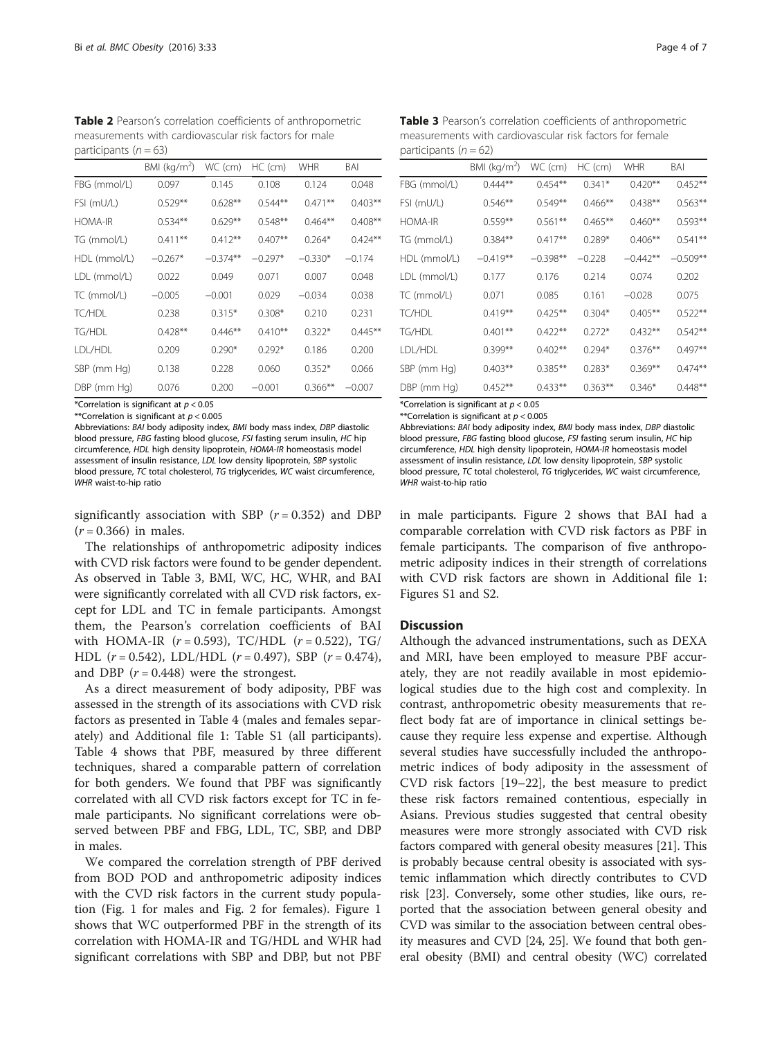**Table 2** Pearson's correlation coefficients of anthropometric measurements with cardiovascular risk factors for male participants ($n = 63$)

| | BMI (kg/m$^2$) | WC (cm) | HC (cm) | WHR | BAI |
|---|---|---|---|---|---|
| FBG (mmol/L) | 0.097 | 0.145 | 0.108 | 0.124 | 0.048 |
| FSI (mU/L) | 0.529** | 0.628** | 0.544** | 0.471** | 0.403** |
| HOMA-IR | 0.534** | 0.629** | 0.548** | 0.464** | 0.408** |
| TG (mmol/L) | 0.411** | 0.412** | 0.407** | 0.264* | 0.424** |
| HDL (mmol/L) | −0.267* | −0.374** | −0.297* | −0.330* | −0.174 |
| LDL (mmol/L) | 0.022 | 0.049 | 0.071 | 0.007 | 0.048 |
| TC (mmol/L) | −0.005 | −0.001 | 0.029 | −0.034 | 0.038 |
| TC/HDL | 0.238 | 0.315* | 0.308* | 0.210 | 0.231 |
| TG/HDL | 0.428** | 0.446** | 0.410** | 0.322* | 0.445** |
| LDL/HDL | 0.209 | 0.290* | 0.292* | 0.186 | 0.200 |
| SBP (mm Hg) | 0.138 | 0.228 | 0.060 | 0.352* | 0.066 |
| DBP (mm Hg) | 0.076 | 0.200 | −0.001 | 0.366** | −0.007 |

*Correlation is significant at $p < 0.05$

**Correlation is significant at $p < 0.005$

Abbreviations: *BAI* body adiposity index, *BMI* body mass index, *DBP* diastolic blood pressure, *FBG* fasting blood glucose, *FSI* fasting serum insulin, *HC* hip circumference, *HDL* high density lipoprotein, *HOMA-IR* homeostasis model assessment of insulin resistance, *LDL* low density lipoprotein, *SBP* systolic blood pressure, *TC* total cholesterol, *TG* triglycerides, *WC* waist circumference, *WHR* waist-to-hip ratio

**Table 3** Pearson's correlation coefficients of anthropometric measurements with cardiovascular risk factors for female participants ($n = 62$)

| | BMI (kg/m$^2$) | WC (cm) | HC (cm) | WHR | BAI |
|---|---|---|---|---|---|
| FBG (mmol/L) | 0.444** | 0.454** | 0.341* | 0.420** | 0.452** |
| FSI (mU/L) | 0.546** | 0.549** | 0.466** | 0.438** | 0.563** |
| HOMA-IR | 0.559** | 0.561** | 0.465** | 0.460** | 0.593** |
| TG (mmol/L) | 0.384** | 0.417** | 0.289* | 0.406** | 0.541** |
| HDL (mmol/L) | −0.419** | −0.398** | −0.228 | −0.442** | −0.509** |
| LDL (mmol/L) | 0.177 | 0.176 | 0.214 | 0.074 | 0.202 |
| TC (mmol/L) | 0.071 | 0.085 | 0.161 | −0.028 | 0.075 |
| TC/HDL | 0.419** | 0.425** | 0.304* | 0.405** | 0.522** |
| TG/HDL | 0.401** | 0.422** | 0.272* | 0.432** | 0.542** |
| LDL/HDL | 0.399** | 0.402** | 0.294* | 0.376** | 0.497** |
| SBP (mm Hg) | 0.403** | 0.385** | 0.283* | 0.369** | 0.474** |
| DBP (mm Hg) | 0.452** | 0.433** | 0.363** | 0.346* | 0.448** |

*Correlation is significant at $p < 0.05$

**Correlation is significant at $p < 0.005$

Abbreviations: *BAI* body adiposity index, *BMI* body mass index, *DBP* diastolic blood pressure, *FBG* fasting blood glucose, *FSI* fasting serum insulin, *HC* hip circumference, *HDL* high density lipoprotein, *HOMA-IR* homeostasis model assessment of insulin resistance, *LDL* low density lipoprotein, *SBP* systolic blood pressure, *TC* total cholesterol, *TG* triglycerides, *WC* waist circumference, *WHR* waist-to-hip ratio

significantly association with SBP ($r = 0.352$) and DBP ($r = 0.366$) in males.

The relationships of anthropometric adiposity indices with CVD risk factors were found to be gender dependent. As observed in Table 3, BMI, WC, HC, WHR, and BAI were significantly correlated with all CVD risk factors, except for LDL and TC in female participants. Amongst them, the Pearson's correlation coefficients of BAI with HOMA-IR ($r = 0.593$), TC/HDL ($r = 0.522$), TG/HDL ($r = 0.542$), LDL/HDL ($r = 0.497$), SBP ($r = 0.474$), and DBP ($r = 0.448$) were the strongest.

As a direct measurement of body adiposity, PBF was assessed in the strength of its associations with CVD risk factors as presented in Table 4 (males and females separately) and Additional file 1: Table S1 (all participants). Table 4 shows that PBF, measured by three different techniques, shared a comparable pattern of correlation for both genders. We found that PBF was significantly correlated with all CVD risk factors except for TC in female participants. No significant correlations were observed between PBF and FBG, LDL, TC, SBP, and DBP in males.

We compared the correlation strength of PBF derived from BOD POD and anthropometric adiposity indices with the CVD risk factors in the current study population (Fig. 1 for males and Fig. 2 for females). Figure 1 shows that WC outperformed PBF in the strength of its correlation with HOMA-IR and TG/HDL and WHR had significant correlations with SBP and DBP, but not PBF in male participants. Figure 2 shows that BAI had a comparable correlation with CVD risk factors as PBF in female participants. The comparison of five anthropometric adiposity indices in their strength of correlations with CVD risk factors are shown in Additional file 1: Figures S1 and S2.

## Discussion

Although the advanced instrumentations, such as DEXA and MRI, have been employed to measure PBF accurately, they are not readily available in most epidemiological studies due to the high cost and complexity. In contrast, anthropometric obesity measurements that reflect body fat are of importance in clinical settings because they require less expense and expertise. Although several studies have successfully included the anthropometric indices of body adiposity in the assessment of CVD risk factors [19–22], the best measure to predict these risk factors remained contentious, especially in Asians. Previous studies suggested that central obesity measures were more strongly associated with CVD risk factors compared with general obesity measures [21]. This is probably because central obesity is associated with systemic inflammation which directly contributes to CVD risk [23]. Conversely, some other studies, like ours, reported that the association between general obesity and CVD was similar to the association between central obesity measures and CVD [24, 25]. We found that both general obesity (BMI) and central obesity (WC) correlated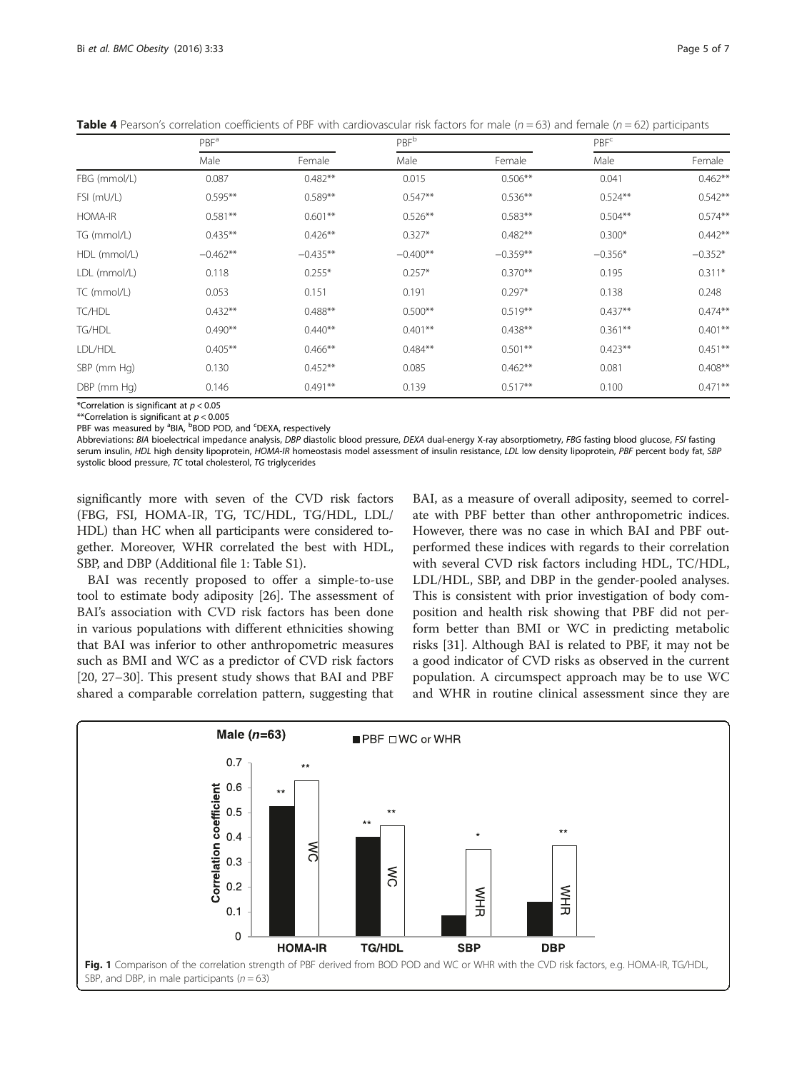**Table 4** Pearson's correlation coefficients of PBF with cardiovascular risk factors for male ($n = 63$) and female ($n = 62$) participants

| | PBF[a] | | PBF[b] | | PBF[c] | |
|---|---|---|---|---|---|---|
| | Male | Female | Male | Female | Male | Female |
| FBG (mmol/L) | 0.087 | 0.482** | 0.015 | 0.506** | 0.041 | 0.462** |
| FSI (mU/L) | 0.595** | 0.589** | 0.547** | 0.536** | 0.524** | 0.542** |
| HOMA-IR | 0.581** | 0.601** | 0.526** | 0.583** | 0.504** | 0.574** |
| TG (mmol/L) | 0.435** | 0.426** | 0.327* | 0.482** | 0.300* | 0.442** |
| HDL (mmol/L) | −0.462** | −0.435** | −0.400** | −0.359** | −0.356* | −0.352* |
| LDL (mmol/L) | 0.118 | 0.255* | 0.257* | 0.370** | 0.195 | 0.311* |
| TC (mmol/L) | 0.053 | 0.151 | 0.191 | 0.297* | 0.138 | 0.248 |
| TC/HDL | 0.432** | 0.488** | 0.500** | 0.519** | 0.437** | 0.474** |
| TG/HDL | 0.490** | 0.440** | 0.401** | 0.438** | 0.361** | 0.401** |
| LDL/HDL | 0.405** | 0.466** | 0.484** | 0.501** | 0.423** | 0.451** |
| SBP (mm Hg) | 0.130 | 0.452** | 0.085 | 0.462** | 0.081 | 0.408** |
| DBP (mm Hg) | 0.146 | 0.491** | 0.139 | 0.517** | 0.100 | 0.471** |

*Correlation is significant at $p < 0.05$

**Correlation is significant at $p < 0.005$

PBF was measured by [a]BIA, [b]BOD POD, and [c]DEXA, respectively

Abbreviations: *BIA* bioelectrical impedance analysis, *DBP* diastolic blood pressure, *DEXA* dual-energy X-ray absorptiometry, *FBG* fasting blood glucose, *FSI* fasting serum insulin, *HDL* high density lipoprotein, *HOMA-IR* homeostasis model assessment of insulin resistance, *LDL* low density lipoprotein, *PBF* percent body fat, *SBP* systolic blood pressure, *TC* total cholesterol, *TG* triglycerides

significantly more with seven of the CVD risk factors (FBG, FSI, HOMA-IR, TG, TC/HDL, TG/HDL, LDL/HDL) than HC when all participants were considered together. Moreover, WHR correlated the best with HDL, SBP, and DBP (Additional file 1: Table S1).

BAI was recently proposed to offer a simple-to-use tool to estimate body adiposity [26]. The assessment of BAI's association with CVD risk factors has been done in various populations with different ethnicities showing that BAI was inferior to other anthropometric measures such as BMI and WC as a predictor of CVD risk factors [20, 27–30]. This present study shows that BAI and PBF shared a comparable correlation pattern, suggesting that BAI, as a measure of overall adiposity, seemed to correlate with PBF better than other anthropometric indices. However, there was no case in which BAI and PBF outperformed these indices with regards to their correlation with several CVD risk factors including HDL, TC/HDL, LDL/HDL, SBP, and DBP in the gender-pooled analyses. This is consistent with prior investigation of body composition and health risk showing that PBF did not perform better than BMI or WC in predicting metabolic risks [31]. Although BAI is related to PBF, it may not be a good indicator of CVD risks as observed in the current population. A circumspect approach may be to use WC and WHR in routine clinical assessment since they are

**Fig. 1** Comparison of the correlation strength of PBF derived from BOD POD and WC or WHR with the CVD risk factors, e.g. HOMA-IR, TG/HDL, SBP, and DBP, in male participants ($n = 63$)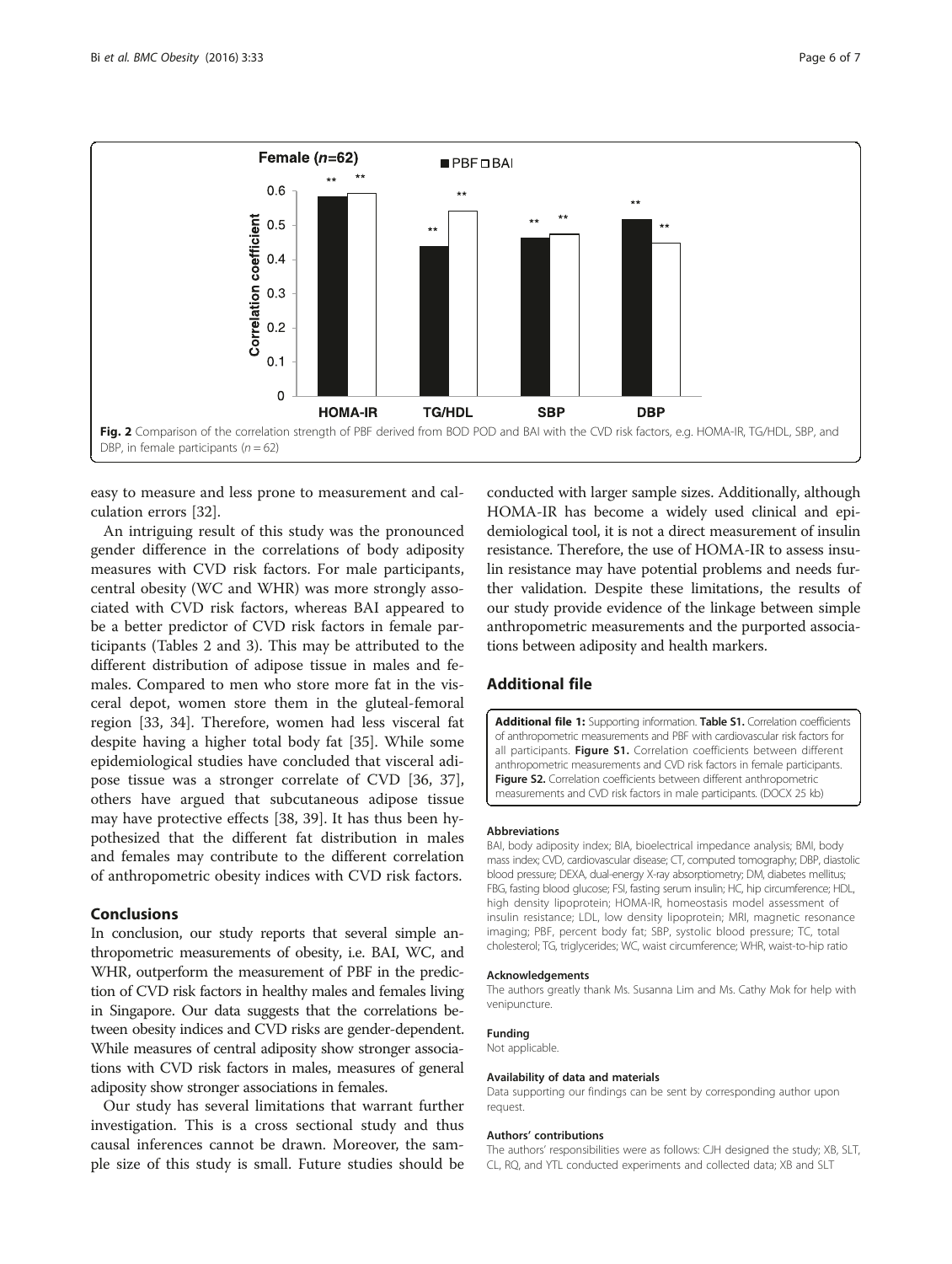Fig. 2 Comparison of the correlation strength of PBF derived from BOD POD and BAI with the CVD risk factors, e.g. HOMA-IR, TG/HDL, SBP, and DBP, in female participants ($n = 62$)

easy to measure and less prone to measurement and calculation errors [32].

An intriguing result of this study was the pronounced gender difference in the correlations of body adiposity measures with CVD risk factors. For male participants, central obesity (WC and WHR) was more strongly associated with CVD risk factors, whereas BAI appeared to be a better predictor of CVD risk factors in female participants (Tables 2 and 3). This may be attributed to the different distribution of adipose tissue in males and females. Compared to men who store more fat in the visceral depot, women store them in the gluteal-femoral region [33, 34]. Therefore, women had less visceral fat despite having a higher total body fat [35]. While some epidemiological studies have concluded that visceral adipose tissue was a stronger correlate of CVD [36, 37], others have argued that subcutaneous adipose tissue may have protective effects [38, 39]. It has thus been hypothesized that the different fat distribution in males and females may contribute to the different correlation of anthropometric obesity indices with CVD risk factors.

## Conclusions

In conclusion, our study reports that several simple anthropometric measurements of obesity, i.e. BAI, WC, and WHR, outperform the measurement of PBF in the prediction of CVD risk factors in healthy males and females living in Singapore. Our data suggests that the correlations between obesity indices and CVD risks are gender-dependent. While measures of central adiposity show stronger associations with CVD risk factors in males, measures of general adiposity show stronger associations in females.

Our study has several limitations that warrant further investigation. This is a cross sectional study and thus causal inferences cannot be drawn. Moreover, the sample size of this study is small. Future studies should be conducted with larger sample sizes. Additionally, although HOMA-IR has become a widely used clinical and epidemiological tool, it is not a direct measurement of insulin resistance. Therefore, the use of HOMA-IR to assess insulin resistance may have potential problems and needs further validation. Despite these limitations, the results of our study provide evidence of the linkage between simple anthropometric measurements and the purported associations between adiposity and health markers.

## Additional file

**Additional file 1:** Supporting information. **Table S1.** Correlation coefficients of anthropometric measurements and PBF with cardiovascular risk factors for all participants. **Figure S1.** Correlation coefficients between different anthropometric measurements and CVD risk factors in female participants. **Figure S2.** Correlation coefficients between different anthropometric measurements and CVD risk factors in male participants. (DOCX 25 kb)

#### Abbreviations

BAI, body adiposity index; BIA, bioelectrical impedance analysis; BMI, body mass index; CVD, cardiovascular disease; CT, computed tomography; DBP, diastolic blood pressure; DEXA, dual-energy X-ray absorptiometry; DM, diabetes mellitus; FBG, fasting blood glucose; FSI, fasting serum insulin; HC, hip circumference; HDL, high density lipoprotein; HOMA-IR, homeostasis model assessment of insulin resistance; LDL, low density lipoprotein; MRI, magnetic resonance imaging; PBF, percent body fat; SBP, systolic blood pressure; TC, total cholesterol; TG, triglycerides; WC, waist circumference; WHR, waist-to-hip ratio

#### Acknowledgements

The authors greatly thank Ms. Susanna Lim and Ms. Cathy Mok for help with venipuncture.

#### Funding

Not applicable.

#### Availability of data and materials

Data supporting our findings can be sent by corresponding author upon request.

#### Authors' contributions

The authors' responsibilities were as follows: CJH designed the study; XB, SLT, CL, RQ, and YTL conducted experiments and collected data; XB and SLT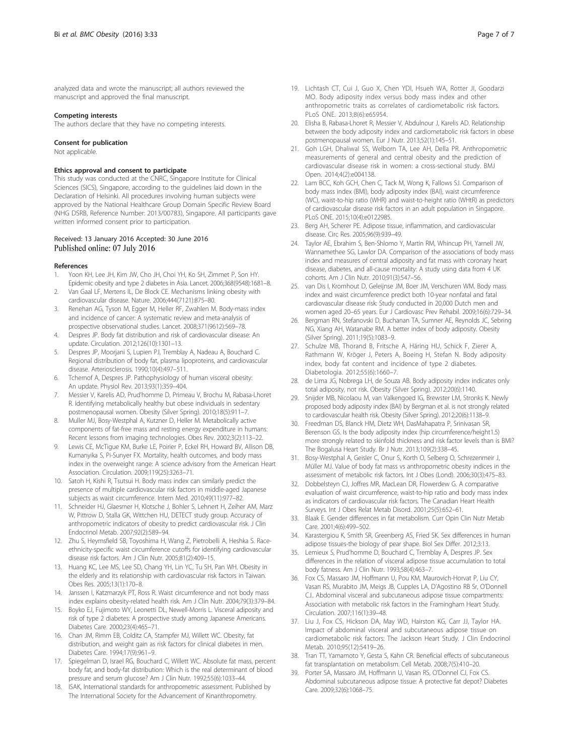analyzed data and wrote the manuscript; all authors reviewed the manuscript and approved the final manuscript.

#### Competing interests

The authors declare that they have no competing interests.

#### Consent for publication

Not applicable.

#### Ethics approval and consent to participate

This study was conducted at the CNRC, Singapore Institute for Clinical Sciences (SICS), Singapore, according to the guidelines laid down in the Declaration of Helsinki. All procedures involving human subjects were approved by the National Healthcare Group Domain Specific Review Board (NHG DSRB, Reference Number: 2013/00783), Singapore. All participants gave written informed consent prior to participation.

Received: 13 January 2016 Accepted: 30 June 2016
Published online: 07 July 2016

#### References

1. Yoon KH, Lee JH, Kim JW, Cho JH, Choi YH, Ko SH, Zimmet P, Son HY. Epidemic obesity and type 2 diabetes in Asia. Lancet. 2006;368(9548):1681–8.
2. Van Gaal LF, Mertens IL, De Block CE. Mechanisms linking obesity with cardiovascular disease. Nature. 2006;444(7121):875–80.
3. Renehan AG, Tyson M, Egger M, Heller RF, Zwahlen M. Body-mass index and incidence of cancer: A systematic review and meta-analysis of prospective observational studies. Lancet. 2008;371(9612):569–78.
4. Despres JP. Body fat distribution and risk of cardiovascular disease: An update. Circulation. 2012;126(10):1301–13.
5. Despres JP, Moorjani S, Lupien PJ, Tremblay A, Nadeau A, Bouchard C. Regional distribution of body fat, plasma lipoproteins, and cardiovascular disease. Arteriosclerosis. 1990;10(4):497–511.
6. Tchernof A, Despres JP. Pathophysiology of human visceral obesity: An update. Physiol Rev. 2013;93(1):359–404.
7. Messier V, Karelis AD, Prud'homme D, Primeau V, Brochu M, Rabasa-Lhoret R. Identifying metabolically healthy but obese individuals in sedentary postmenopausal women. Obesity (Silver Spring). 2010;18(5):911–7.
8. Muller MJ, Bosy-Westphal A, Kutzner D, Heller M. Metabolically active components of fat-free mass and resting energy expenditure in humans: Recent lessons from imaging technologies. Obes Rev. 2002;3(2):113–22.
9. Lewis CE, McTigue KM, Burke LE, Poirier P, Eckel RH, Howard BV, Allison DB, Kumanyika S, Pi-Sunyer FX. Mortality, health outcomes, and body mass index in the overweight range: A science advisory from the American Heart Association. Circulation. 2009;119(25):3263–71.
10. Satoh H, Kishi R, Tsutsui H. Body mass index can similarly predict the presence of multiple cardiovascular risk factors in middle-aged Japanese subjects as waist circumference. Intern Med. 2010;49(11):977–82.
11. Schneider HJ, Glaesmer H, Klotsche J, Bohler S, Lehnert H, Zeiher AM, Marz W, Pittrow D, Stalla GK, Wittchen HU, DETECT study group. Accuracy of anthropometric indicators of obesity to predict cardiovascular risk. J Clin Endocrinol Metab. 2007;92(2):589–94.
12. Zhu S, Heymsfield SB, Toyoshima H, Wang Z, Pietrobelli A, Heshka S. Race-ethnicity-specific waist circumference cutoffs for identifying cardiovascular disease risk factors. Am J Clin Nutr. 2005;81(2):409–15.
13. Huang KC, Lee MS, Lee SD, Chang YH, Lin YC, Tu SH, Pan WH. Obesity in the elderly and its relationship with cardiovascular risk factors in Taiwan. Obes Res. 2005;13(1):170–8.
14. Janssen I, Katzmarzyk PT, Ross R. Waist circumference and not body mass index explains obesity-related health risk. Am J Clin Nutr. 2004;79(3):379–84.
15. Boyko EJ, Fujimoto WY, Leonetti DL, Newell-Morris L. Visceral adiposity and risk of type 2 diabetes: A prospective study among Japanese Americans. Diabetes Care. 2000;23(4):465–71.
16. Chan JM, Rimm EB, Colditz CA, Stampfer MJ, Willett WC. Obesity, fat distribution, and weight gain as risk factors for clinical diabetes in men. Diabetes Care. 1994;17(9):961–9.
17. Spiegelman D, Israel RG, Bouchard C, Willett WC. Absolute fat mass, percent body fat, and body-fat distribution: Which is the real determinant of blood pressure and serum glucose? Am J Clin Nutr. 1992;55(6):1033–44.
18. ISAK, International standards for anthropometric assessment. Published by The International Society for the Advancement of Kinanthropometry.
19. Lichtash CT, Cui J, Guo X, Chen YDI, Hsueh WA, Rotter JI, Goodarzi MO. Body adiposity index versus body mass index and other anthropometric traits as correlates of cardiometabolic risk factors. PLoS ONE. 2013;8(6):e65954.
20. Elisha B, Rabasa-Lhoret R, Messier V, Abdulnour J, Karelis AD. Relationship between the body adiposity index and cardiometabolic risk factors in obese postmenopausal women. Eur J Nutr. 2013;52(1):145–51.
21. Goh LGH, Dhaliwal SS, Welborn TA, Lee AH, Della PR. Anthropometric measurements of general and central obesity and the prediction of cardiovascular disease risk in women: a cross-sectional study. BMJ Open. 2014;4(2):e004138.
22. Lam BCC, Koh GCH, Chen C, Tack M, Wong K, Fallows SJ. Comparison of body mass index (BMI), body adiposity index (BAI), waist circumference (WC), waist-to-hip ratio (WHR) and waist-to-height ratio (WHtR) as predictors of cardiovascular disease risk factors in an adult population in Singapore. PLoS ONE. 2015;10(4):e0122985.
23. Berg AH, Scherer PE. Adipose tissue, inflammation, and cardiovascular disease. Circ Res. 2005;96(9):939–49.
24. Taylor AE, Ebrahim S, Ben-Shlomo Y, Martin RM, Whincup PH, Yarnell JW, Wannamethee SG, Lawlor DA. Comparison of the associations of body mass index and measures of central adiposity and fat mass with coronary heart disease, diabetes, and all-cause mortality: A study using data from 4 UK cohorts. Am J Clin Nutr. 2010;91(3):547–56.
25. van Dis I, Kromhout D, Geleijnse JM, Boer JM, Verschuren WM. Body mass index and waist circumference predict both 10-year nonfatal and fatal cardiovascular disease risk: Study conducted in 20,000 Dutch men and women aged 20–65 years. Eur J Cardiovasc Prev Rehabil. 2009;16(6):729–34.
26. Bergman RN, Stefanovski D, Buchanan TA, Sumner AE, Reynolds JC, Sebring NG, Xiang AH, Watanabe RM. A better index of body adiposity. Obesity (Silver Spring). 2011;19(5):1083–9.
27. Schulze MB, Thorand B, Fritsche A, Häring HU, Schick F, Zierer A, Rathmann W, Kröger J, Peters A, Boeing H, Stefan N. Body adiposity index, body fat content and incidence of type 2 diabetes. Diabetologia. 2012;55(6):1660–7.
28. de Lima JG, Nobrega LH, de Souza AB. Body adiposity index indicates only total adiposity, not risk. Obesity (Silver Spring). 2012;20(6):1140.
29. Snijder MB, Nicolaou M, van Valkengoed IG, Brewster LM, Stronks K. Newly proposed body adiposity index (BAI) by Bergman et al. is not strongly related to cardiovascular health risk. Obesity (Silver Spring). 2012;20(6):1138–9.
30. Freedman DS, Blanck HM, Dietz WH, DasMahapatra P, Srinivasan SR, Berenson GS. Is the body adiposity index (hip circumference/height1.5) more strongly related to skinfold thickness and risk factor levels than is BMI? The Bogalusa Heart Study. Br J Nutr. 2013;109(2):338–45.
31. Bosy-Westphal A, Geisler C, Onur S, Korth O, Selberg O, Schrezenmeir J, Müller MJ. Value of body fat mass vs anthropometric obesity indices in the assessment of metabolic risk factors. Int J Obes (Lond). 2006;30(3):475–83.
32. Dobbelsteyn CJ, Joffres MR, MacLean DR, Flowerdew G. A comparative evaluation of waist circumference, waist-to-hip ratio and body mass index as indicators of cardiovascular risk factors. The Canadian Heart Health Surveys. Int J Obes Relat Metab Disord. 2001;25(5):652–61.
33. Blaak E. Gender differences in fat metabolism. Curr Opin Clin Nutr Metab Care. 2001;4(6):499–502.
34. Karastergiou K, Smith SR, Greenberg AS, Fried SK. Sex differences in human adipose tissues-the biology of pear shape. Biol Sex Differ. 2012;3:13.
35. Lemieux S, Prud'homme D, Bouchard C, Tremblay A, Despres JP. Sex differences in the relation of visceral adipose tissue accumulation to total body fatness. Am J Clin Nutr. 1993;58(4):463–7.
36. Fox CS, Massaro JM, Hoffmann U, Pou KM, Maurovich-Horvat P, Liu CY, Vasan RS, Murabito JM, Meigs JB, Cupples LA, D'Agostino RB Sr, O'Donnell CJ.. Abdominal visceral and subcutaneous adipose tissue compartments: Association with metabolic risk factors in the Framingham Heart Study. Circulation. 2007;116(1):39–48.
37. Liu J, Fox CS, Hickson DA, May WD, Hairston KG, Carr JJ, Taylor HA. Impact of abdominal visceral and subcutaneous adipose tissue on cardiometabolic risk factors: The Jackson Heart Study. J Clin Endocrinol Metab. 2010;95(12):5419–26.
38. Tran TT, Yamamoto Y, Gesta S, Kahn CR. Beneficial effects of subcutaneous fat transplantation on metabolism. Cell Metab. 2008;7(5):410–20.
39. Porter SA, Massaro JM, Hoffmann U, Vasan RS, O'Donnel CJ, Fox CS. Abdominal subcutaneous adipose tissue: A protective fat depot? Diabetes Care. 2009;32(6):1068–75.